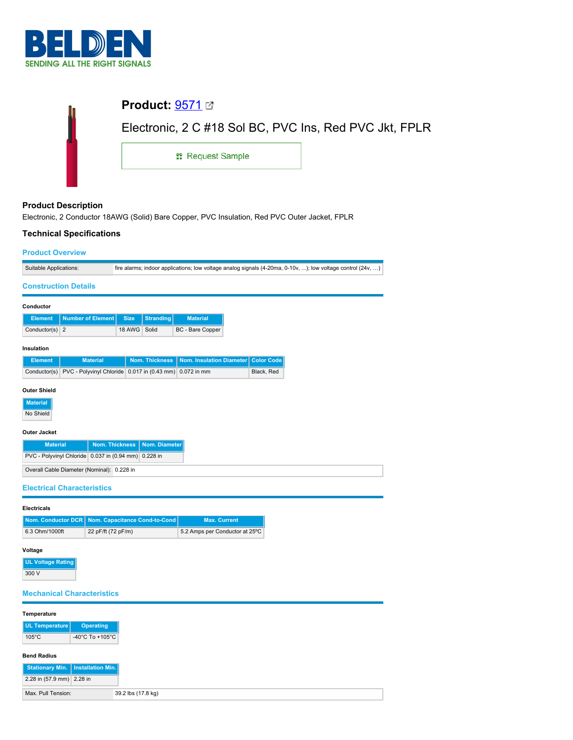# Product: 9571

Electronic, 2 C #18 Sol BC, PVC Ins, Red PVC Jkt, FPLR

Request Sample

## Product Description

Electronic, 2 Conductor 18AWG (Solid) Bare Copper, PVC Insulation, Red PVC Outer Jacket, FPLR

## Technical Specifications

### Product Overview

| Suitable Applications: | fire alarms; indoor applications; low voltage analog signals (4-20ma, 0-10v, ...); low voltage control (24v, ...) |
|---|---|

### Construction Details

#### Conductor

| Element | Number of Element | Size | Stranding | Material |
|---|---|---|---|---|
| Conductor(s) | 2 | 18 AWG | Solid | BC - Bare Copper |

#### Insulation

| Element | Material | Nom. Thickness | Nom. Insulation Diameter | Color Code |
|---|---|---|---|---|
| Conductor(s) | PVC - Polyvinyl Chloride | 0.017 in (0.43 mm) | 0.072 in mm | Black, Red |

#### Outer Shield

| Material |
|---|
| No Shield |

#### Outer Jacket

| Material | Nom. Thickness | Nom. Diameter |
|---|---|---|
| PVC - Polyvinyl Chloride | 0.037 in (0.94 mm) | 0.228 in |

| Overall Cable Diameter (Nominal): | 0.228 in |
|---|---|

### Electrical Characteristics

#### Electricals

| Nom. Conductor DCR | Nom. Capacitance Cond-to-Cond | Max. Current |
|---|---|---|
| 6.3 Ohm/1000ft | 22 pF/ft (72 pF/m) | 5.2 Amps per Conductor at 25ºC |

#### Voltage

| UL Voltage Rating |
|---|
| 300 V |

### Mechanical Characteristics

#### Temperature

| UL Temperature | Operating |
|---|---|
| 105°C | -40°C To +105°C |

#### Bend Radius

| Stationary Min. | Installation Min. |
|---|---|
| 2.28 in (57.9 mm) | 2.28 in |

| Max. Pull Tension: | 39.2 lbs (17.8 kg) |
|---|---|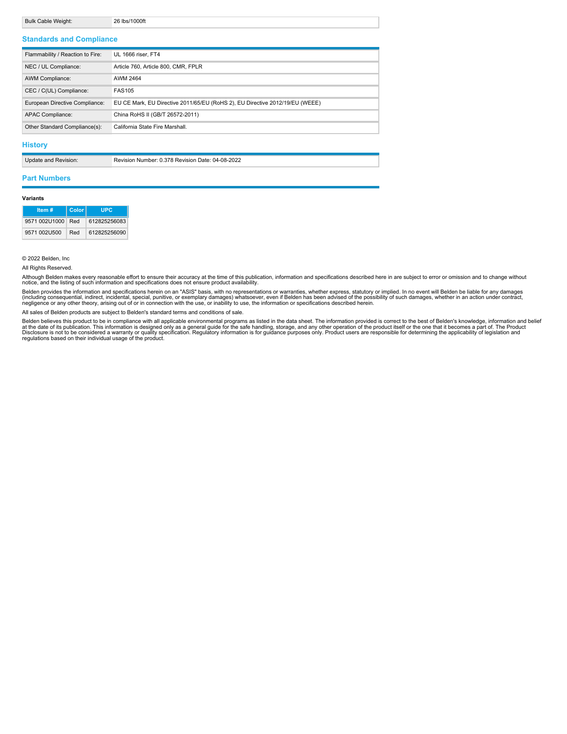| | |
|---|---|
| Bulk Cable Weight: | 26 lbs/1000ft |

## Standards and Compliance

| | |
|---|---|
| Flammability / Reaction to Fire: | UL 1666 riser, FT4 |
| NEC / UL Compliance: | Article 760, Article 800, CMR, FPLR |
| AWM Compliance: | AWM 2464 |
| CEC / C(UL) Compliance: | FAS105 |
| European Directive Compliance: | EU CE Mark, EU Directive 2011/65/EU (RoHS 2), EU Directive 2012/19/EU (WEEE) |
| APAC Compliance: | China RoHS II (GB/T 26572-2011) |
| Other Standard Compliance(s): | California State Fire Marshall. |

## History

| | |
|---|---|
| Update and Revision: | Revision Number: 0.378 Revision Date: 04-08-2022 |

## Part Numbers

**Variants**

| Item # | Color | UPC |
|---|---|---|
| 9571 002U1000 | Red | 612825256083 |
| 9571 002U500 | Red | 612825256090 |

© 2022 Belden, Inc

All Rights Reserved.

Although Belden makes every reasonable effort to ensure their accuracy at the time of this publication, information and specifications described here in are subject to error or omission and to change without notice, and the listing of such information and specifications does not ensure product availability.

Belden provides the information and specifications herein on an "ASIS" basis, with no representations or warranties, whether express, statutory or implied. In no event will Belden be liable for any damages (including consequential, indirect, incidental, special, punitive, or exemplary damages) whatsoever, even if Belden has been advised of the possibility of such damages, whether in an action under contract, negligence or any other theory, arising out of or in connection with the use, or inability to use, the information or specifications described herein.

All sales of Belden products are subject to Belden's standard terms and conditions of sale.

Belden believes this product to be in compliance with all applicable environmental programs as listed in the data sheet. The information provided is correct to the best of Belden's knowledge, information and belief at the date of its publication. This information is designed only as a general guide for the safe handling, storage, and any other operation of the product itself or the one that it becomes a part of. The Product Disclosure is not to be considered a warranty or quality specification. Regulatory information is for guidance purposes only. Product users are responsible for determining the applicability of legislation and regulations based on their individual usage of the product.